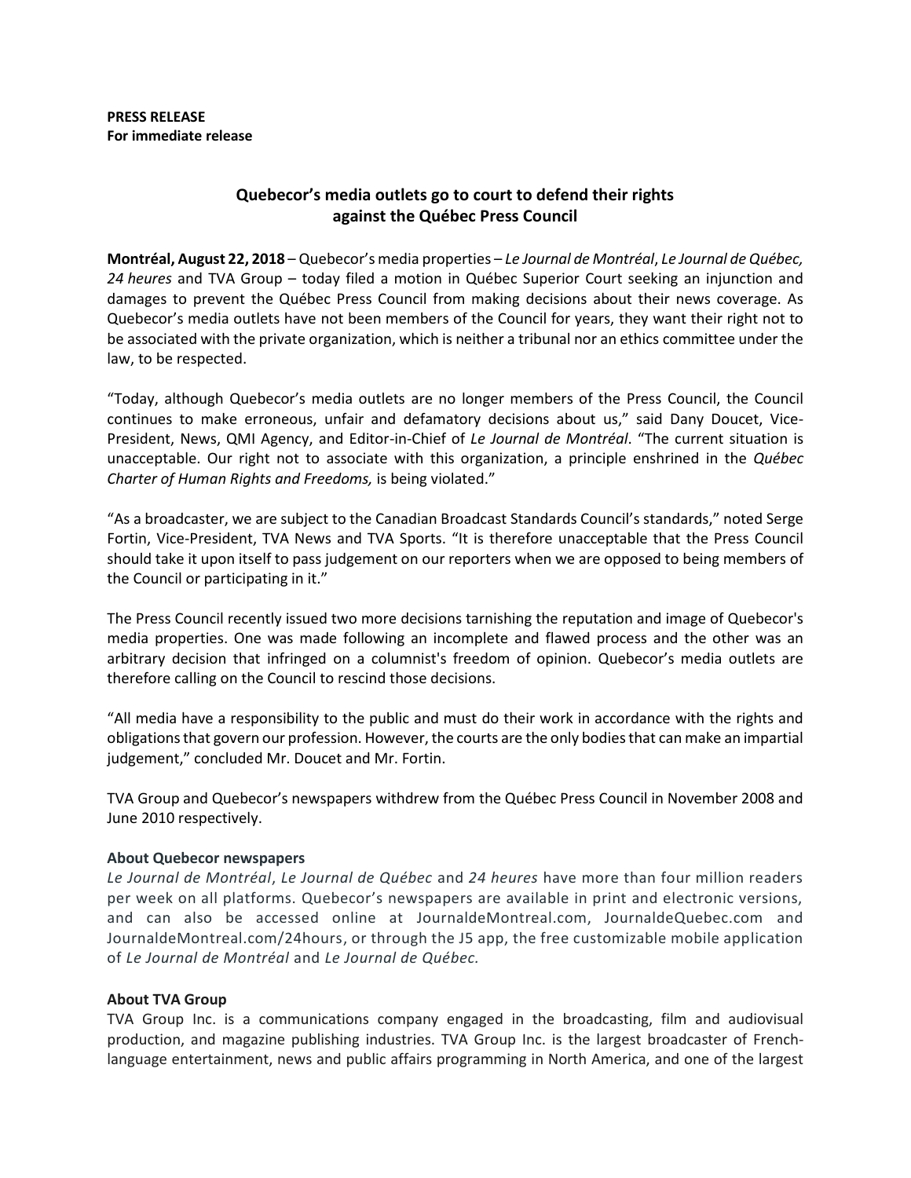**PRESS RELEASE**
**For immediate release**

## Quebecor's media outlets go to court to defend their rights against the Québec Press Council

**Montréal, August 22, 2018** – Quebecor's media properties – *Le Journal de Montréal*, *Le Journal de Québec, 24 heures* and TVA Group – today filed a motion in Québec Superior Court seeking an injunction and damages to prevent the Québec Press Council from making decisions about their news coverage. As Quebecor's media outlets have not been members of the Council for years, they want their right not to be associated with the private organization, which is neither a tribunal nor an ethics committee under the law, to be respected.

"Today, although Quebecor's media outlets are no longer members of the Press Council, the Council continues to make erroneous, unfair and defamatory decisions about us," said Dany Doucet, Vice-President, News, QMI Agency, and Editor-in-Chief of *Le Journal de Montréal*. "The current situation is unacceptable. Our right not to associate with this organization, a principle enshrined in the *Québec Charter of Human Rights and Freedoms,* is being violated."

"As a broadcaster, we are subject to the Canadian Broadcast Standards Council's standards," noted Serge Fortin, Vice-President, TVA News and TVA Sports. "It is therefore unacceptable that the Press Council should take it upon itself to pass judgement on our reporters when we are opposed to being members of the Council or participating in it."

The Press Council recently issued two more decisions tarnishing the reputation and image of Quebecor's media properties. One was made following an incomplete and flawed process and the other was an arbitrary decision that infringed on a columnist's freedom of opinion. Quebecor's media outlets are therefore calling on the Council to rescind those decisions.

"All media have a responsibility to the public and must do their work in accordance with the rights and obligations that govern our profession. However, the courts are the only bodies that can make an impartial judgement," concluded Mr. Doucet and Mr. Fortin.

TVA Group and Quebecor's newspapers withdrew from the Québec Press Council in November 2008 and June 2010 respectively.

### About Quebecor newspapers

*Le Journal de Montréal*, *Le Journal de Québec* and *24 heures* have more than four million readers per week on all platforms. Quebecor's newspapers are available in print and electronic versions, and can also be accessed online at JournaldeMontreal.com, JournaldeQuebec.com and JournaldeMontreal.com/24hours, or through the J5 app, the free customizable mobile application of *Le Journal de Montréal* and *Le Journal de Québec.*

### About TVA Group

TVA Group Inc. is a communications company engaged in the broadcasting, film and audiovisual production, and magazine publishing industries. TVA Group Inc. is the largest broadcaster of French-language entertainment, news and public affairs programming in North America, and one of the largest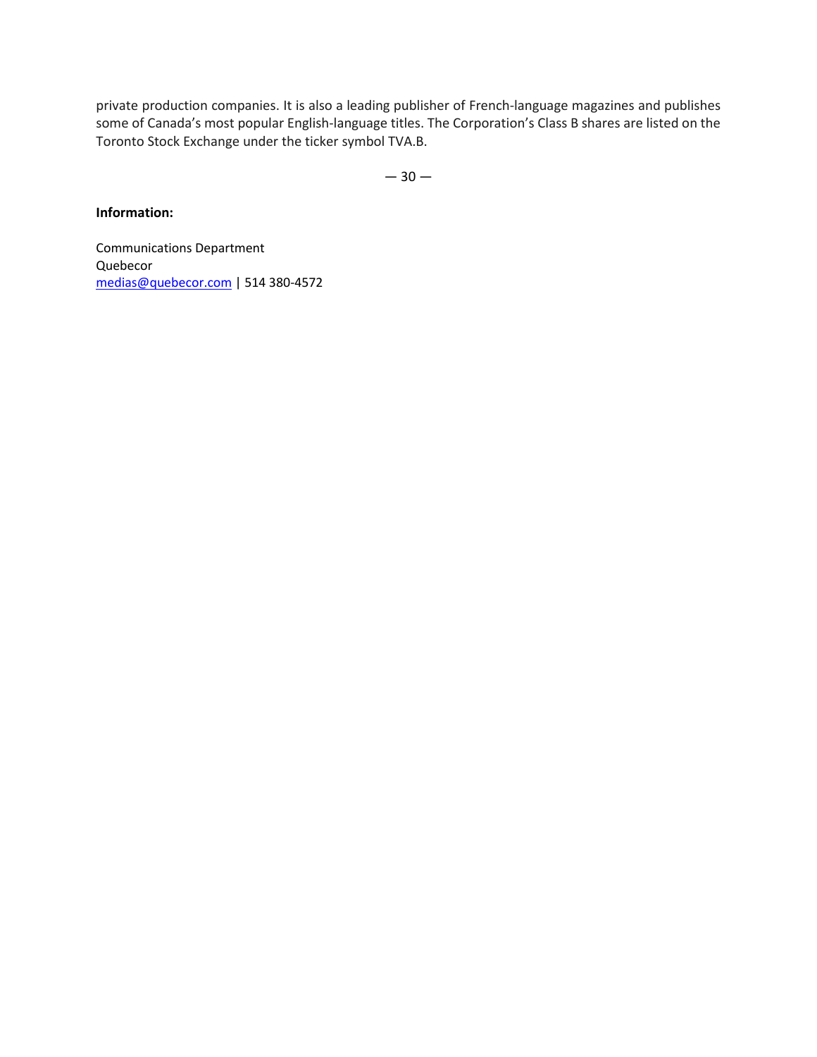private production companies. It is also a leading publisher of French-language magazines and publishes some of Canada's most popular English-language titles. The Corporation's Class B shares are listed on the Toronto Stock Exchange under the ticker symbol TVA.B.

— 30 —

**Information:**

Communications Department
Quebecor
medias@quebecor.com | 514 380-4572